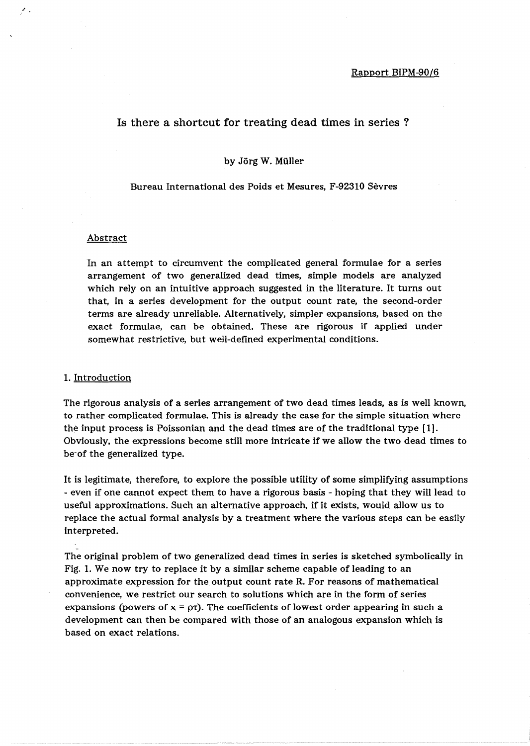Rapport BIPM-90/6

# Is there a shortcut for treating dead times in series ?

by Jörg W. Müller

Bureau International des Poids et Mesures, F-92310 Sèvres

## Abstract

In an attempt to circumvent the complicated general formulae for a series arrangement of two generalized dead times, simple models are analyzed which rely on an intuitive approach suggested in the literature. It turns out that, in a series development for the output count rate, the second-order terms are already unreliable. Alternatively, simpler expansions, based on the exact formulae, can be obtained. These are rigorous if applied under somewhat restrictive, but well-defined experimental conditions.

## 1. Introduction

The rigorous analysis of a series arrangement of two dead times leads, as is well known, to rather complicated formulae. This is already the case for the simple situation where the input process is Poissonian and the dead times are of the traditional type [1]. Obviously, the expressions become still more intricate if we allow the two dead times to be of the generalized type.

It is legitimate, therefore, to explore the possible utility of some simplifying assumptions - even if one cannot expect them to have a rigorous basis - hoping that they will lead to useful approximations. Such an alternative approach, if it exists, would allow us to replace the actual formal analysis by a treatment where the various steps can be easily interpreted.

The original problem of two generalized dead times in series is sketched symbolically in Fig. 1. We now try to replace it by a similar scheme capable of leading to an approximate expression for the output count rate R. For reasons of mathematical convenience, we restrict our search to solutions which are in the form of series expansions (powers of $x = \rho\tau$). The coefficients of lowest order appearing in such a development can then be compared with those of an analogous expansion which is based on exact relations.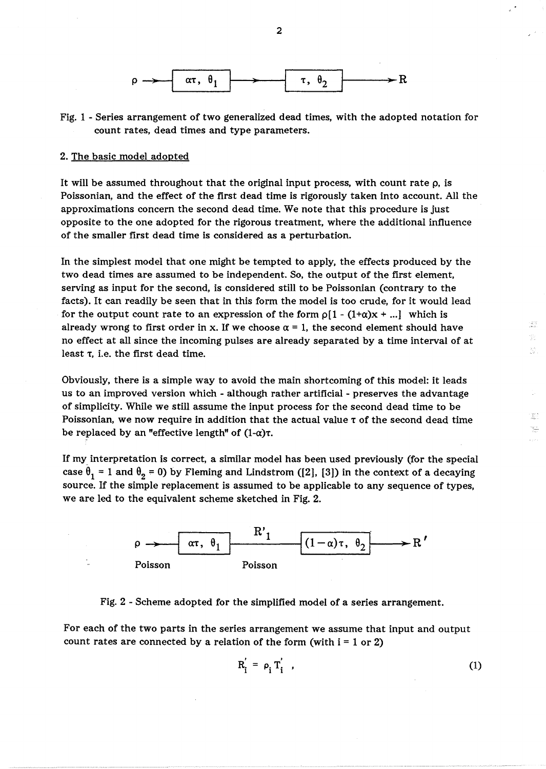$$\rho \longrightarrow \boxed{\alpha\tau,\ \theta_1} \longrightarrow \boxed{\tau,\ \theta_2} \longrightarrow R$$

Fig. 1 - Series arrangement of two generalized dead times, with the adopted notation for count rates, dead times and type parameters.

## 2. The basic model adopted

It will be assumed throughout that the original input process, with count rate $\rho$, is Poissonian, and the effect of the first dead time is rigorously taken into account. All the approximations concern the second dead time. We note that this procedure is just opposite to the one adopted for the rigorous treatment, where the additional influence of the smaller first dead time is considered as a perturbation.

In the simplest model that one might be tempted to apply, the effects produced by the two dead times are assumed to be independent. So, the output of the first element, serving as input for the second, is considered still to be Poissonian (contrary to the facts). It can readily be seen that in this form the model is too crude, for it would lead for the output count rate to an expression of the form $\rho[1 - (1+\alpha)x + ...]$ which is already wrong to first order in x. If we choose $\alpha = 1$, the second element should have no effect at all since the incoming pulses are already separated by a time interval of at least $\tau$, i.e. the first dead time.

Obviously, there is a simple way to avoid the main shortcoming of this model: it leads us to an improved version which - although rather artificial - preserves the advantage of simplicity. While we still assume the input process for the second dead time to be Poissonian, we now require in addition that the actual value $\tau$ of the second dead time be replaced by an "effective length" of $(1-\alpha)\tau$.

If my interpretation is correct, a similar model has been used previously (for the special case $\theta_1 = 1$ and $\theta_2 = 0$) by Fleming and Lindstrom ([2], [3]) in the context of a decaying source. If the simple replacement is assumed to be applicable to any sequence of types, we are led to the equivalent scheme sketched in Fig. 2.

$$\underset{\text{Poisson}}{\rho} \longrightarrow \boxed{\alpha\tau,\ \theta_1} \xrightarrow[\text{Poisson}]{R'_1} \boxed{(1-\alpha)\tau,\ \theta_2} \longrightarrow R'$$

Fig. 2 - Scheme adopted for the simplified model of a series arrangement.

For each of the two parts in the series arrangement we assume that input and output count rates are connected by a relation of the form (with i = 1 or 2)

$$R_i' = \rho_i T_i' \ , \tag{1}$$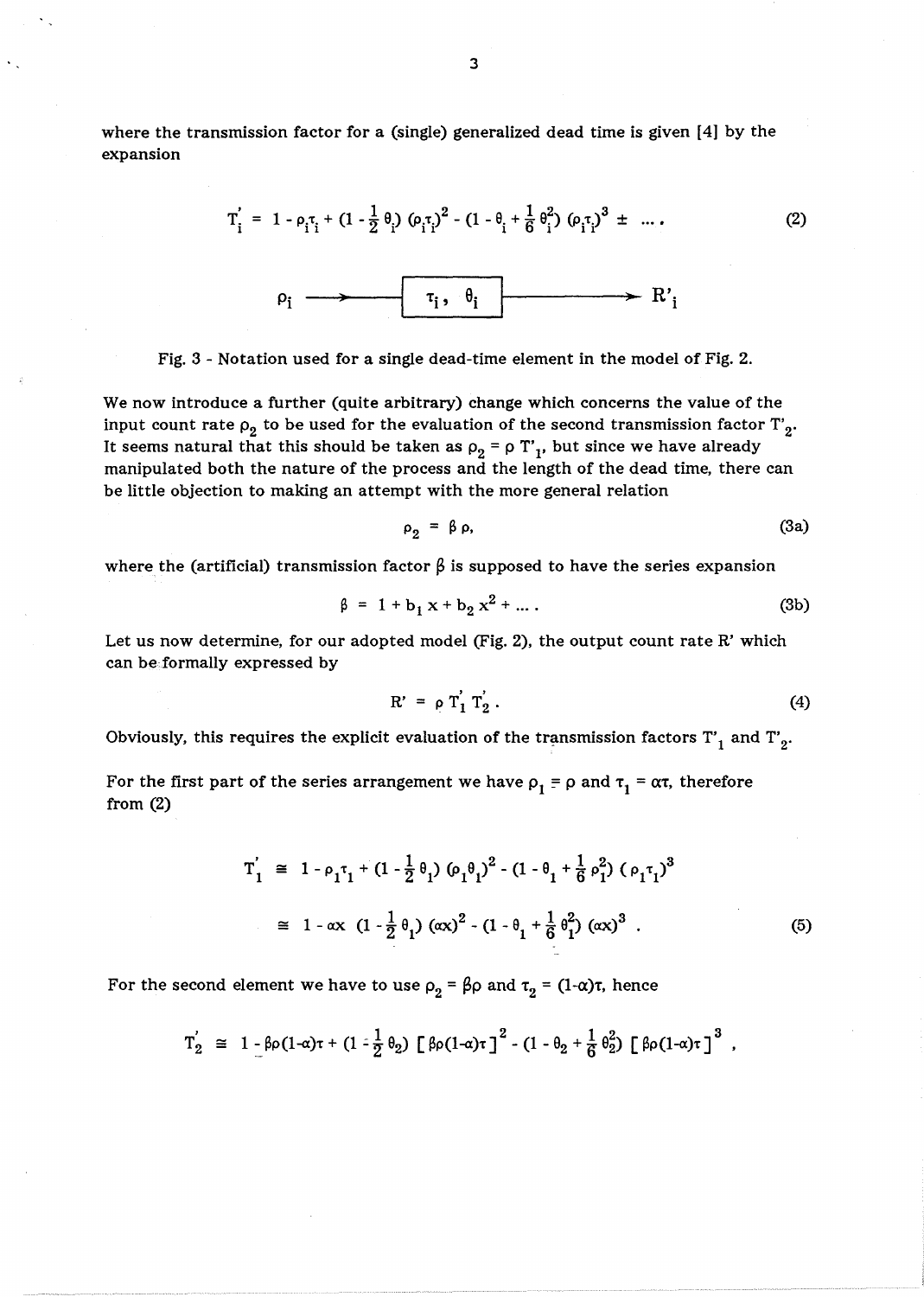where the transmission factor for a (single) generalized dead time is given [4] by the expansion

$$T_i' = 1 - \rho_i\tau_i + (1 - \tfrac{1}{2}\theta_i)(\rho_i\tau_i)^2 - (1 - \theta_i + \tfrac{1}{6}\theta_i^2)(\rho_i\tau_i)^3 \pm \dots . \tag{2}$$

$$\rho_i \longrightarrow \boxed{\tau_i,\ \theta_i} \longrightarrow R'_i$$

Fig. 3 - Notation used for a single dead-time element in the model of Fig. 2.

We now introduce a further (quite arbitrary) change which concerns the value of the input count rate $\rho_2$ to be used for the evaluation of the second transmission factor $T'_2$. It seems natural that this should be taken as $\rho_2 = \rho\, T'_1$, but since we have already manipulated both the nature of the process and the length of the dead time, there can be little objection to making an attempt with the more general relation

$$\rho_2 = \beta\,\rho, \tag{3a}$$

where the (artificial) transmission factor $\beta$ is supposed to have the series expansion

$$\beta = 1 + b_1 x + b_2 x^2 + \dots . \tag{3b}$$

Let us now determine, for our adopted model (Fig. 2), the output count rate R' which can be formally expressed by

$$R' = \rho\, T_1'\, T_2' . \tag{4}$$

Obviously, this requires the explicit evaluation of the transmission factors $T'_1$ and $T'_2$.

For the first part of the series arrangement we have $\rho_1 = \rho$ and $\tau_1 = \alpha\tau$, therefore from (2)

$$\begin{aligned} T_1' &\cong 1 - \rho_1\tau_1 + (1 - \tfrac{1}{2}\theta_1)(\rho_1\theta_1)^2 - (1 - \theta_1 + \tfrac{1}{6}\rho_1^2)(\rho_1\tau_1)^3 \\ &\cong 1 - \alpha x\ (1 - \tfrac{1}{2}\theta_1)(\alpha x)^2 - (1 - \theta_1 + \tfrac{1}{6}\theta_1^2)(\alpha x)^3 . \end{aligned} \tag{5}$$

For the second element we have to use $\rho_2 = \beta\rho$ and $\tau_2 = (1-\alpha)\tau$, hence

$$T_2' \cong 1 - \beta\rho(1-\alpha)\tau + (1 - \tfrac{1}{2}\theta_2)\left[\beta\rho(1-\alpha)\tau\right]^2 - (1 - \theta_2 + \tfrac{1}{6}\theta_2^2)\left[\beta\rho(1-\alpha)\tau\right]^3 ,$$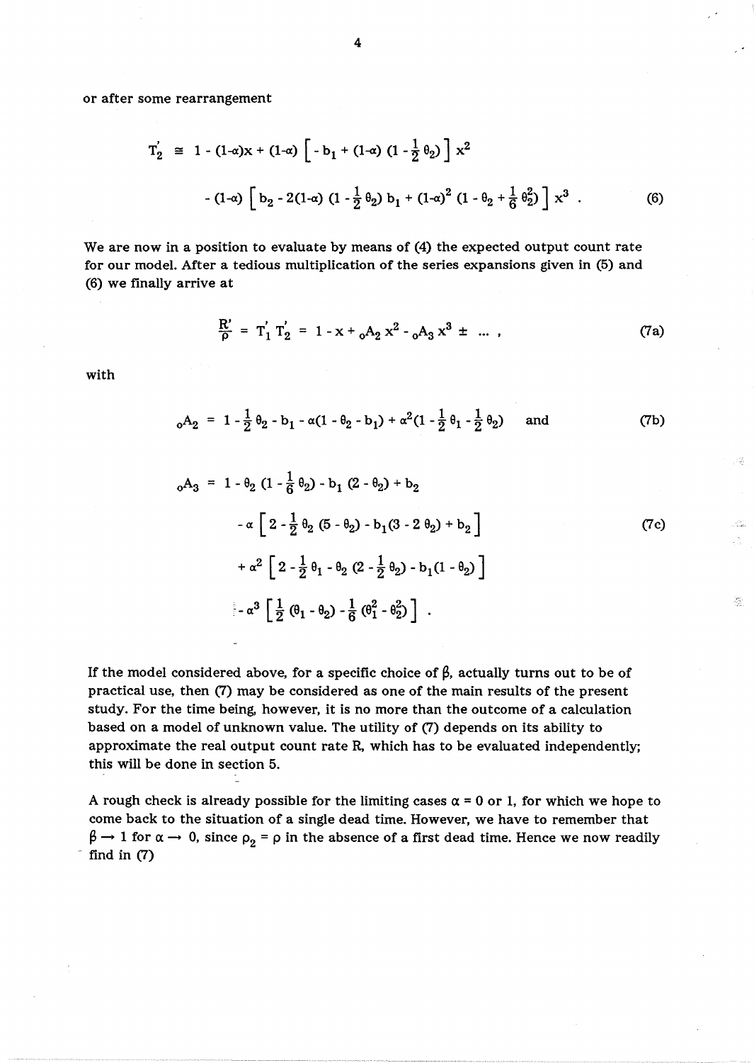or after some rearrangement

$$T_2' \cong 1 - (1-\alpha)x + (1-\alpha)\left[-b_1 + (1-\alpha)\left(1 - \tfrac{1}{2}\theta_2\right)\right]x^2$$

$$- (1-\alpha)\left[b_2 - 2(1-\alpha)\left(1 - \tfrac{1}{2}\theta_2\right)b_1 + (1-\alpha)^2\left(1 - \theta_2 + \tfrac{1}{6}\theta_2^2\right)\right]x^3 \ . \tag{6}$$

We are now in a position to evaluate by means of (4) the expected output count rate for our model. After a tedious multiplication of the series expansions given in (5) and (6) we finally arrive at

$$\frac{R'}{\rho} = T_1' \, T_2' = 1 - x + {}_oA_2\, x^2 - {}_oA_3\, x^3 \pm \ \dots \ , \tag{7a}$$

with

$${}_oA_2 = 1 - \tfrac{1}{2}\theta_2 - b_1 - \alpha(1 - \theta_2 - b_1) + \alpha^2\left(1 - \tfrac{1}{2}\theta_1 - \tfrac{1}{2}\theta_2\right) \quad \text{and} \tag{7b}$$

$$\begin{aligned} {}_oA_3 = {} & 1 - \theta_2\left(1 - \tfrac{1}{6}\theta_2\right) - b_1(2 - \theta_2) + b_2 \\ & - \alpha\left[2 - \tfrac{1}{2}\theta_2(5 - \theta_2) - b_1(3 - 2\theta_2) + b_2\right] \\ & + \alpha^2\left[2 - \tfrac{1}{2}\theta_1 - \theta_2\left(2 - \tfrac{1}{2}\theta_2\right) - b_1(1 - \theta_2)\right] \\ & - \alpha^3\left[\tfrac{1}{2}(\theta_1 - \theta_2) - \tfrac{1}{6}(\theta_1^2 - \theta_2^2)\right] \ . \end{aligned} \tag{7c}$$

If the model considered above, for a specific choice of $\beta$, actually turns out to be of practical use, then (7) may be considered as one of the main results of the present study. For the time being, however, it is no more than the outcome of a calculation based on a model of unknown value. The utility of (7) depends on its ability to approximate the real output count rate R, which has to be evaluated independently; this will be done in section 5.

A rough check is already possible for the limiting cases $\alpha = 0$ or 1, for which we hope to come back to the situation of a single dead time. However, we have to remember that $\beta \rightarrow 1$ for $\alpha \rightarrow 0$, since $\rho_2 = \rho$ in the absence of a first dead time. Hence we now readily find in (7)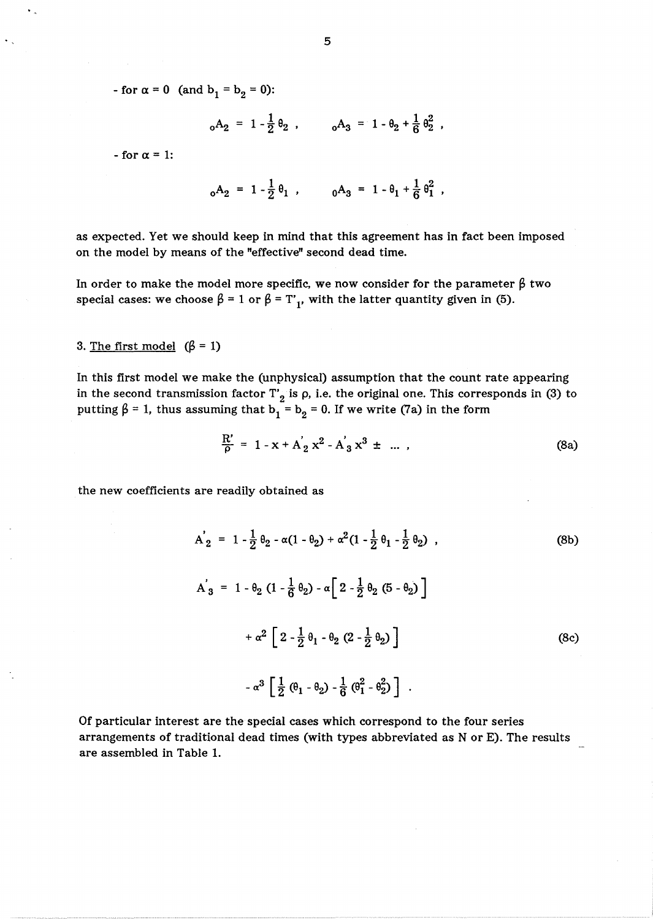- for $\alpha = 0$ (and $b_1 = b_2 = 0$):

$$ {}_oA_2 = 1 - \frac{1}{2}\theta_2 , \qquad {}_oA_3 = 1 - \theta_2 + \frac{1}{6}\theta_2^2 , $$

- for $\alpha = 1$:

$$ {}_oA_2 = 1 - \frac{1}{2}\theta_1 , \qquad {}_oA_3 = 1 - \theta_1 + \frac{1}{6}\theta_1^2 , $$

as expected. Yet we should keep in mind that this agreement has in fact been imposed on the model by means of the "effective" second dead time.

In order to make the model more specific, we now consider for the parameter $\beta$ two special cases: we choose $\beta = 1$ or $\beta = T'_1$, with the latter quantity given in (5).

## 3. The first model ($\beta = 1$)

In this first model we make the (unphysical) assumption that the count rate appearing in the second transmission factor $T'_2$ is $\rho$, i.e. the original one. This corresponds in (3) to putting $\beta = 1$, thus assuming that $b_1 = b_2 = 0$. If we write (7a) in the form

$$ \frac{R'}{\rho} = 1 - x + A'_2\, x^2 - A'_3\, x^3 \pm \ \dots , \tag{8a} $$

the new coefficients are readily obtained as

$$ A'_2 = 1 - \frac{1}{2}\theta_2 - \alpha(1 - \theta_2) + \alpha^2(1 - \frac{1}{2}\theta_1 - \frac{1}{2}\theta_2) , \tag{8b} $$

$$ \begin{aligned} A'_3 = {} & 1 - \theta_2\,(1 - \frac{1}{6}\theta_2) - \alpha\Big[\,2 - \frac{1}{2}\theta_2\,(5 - \theta_2)\Big] \\ & + \alpha^2\,\Big[\,2 - \frac{1}{2}\theta_1 - \theta_2\,(2 - \frac{1}{2}\theta_2)\Big] \\ & - \alpha^3\,\Big[\,\frac{1}{2}\,(\theta_1 - \theta_2) - \frac{1}{6}\,(\theta_1^2 - \theta_2^2)\Big] . \end{aligned} \tag{8c} $$

Of particular interest are the special cases which correspond to the four series arrangements of traditional dead times (with types abbreviated as N or E). The results are assembled in Table 1.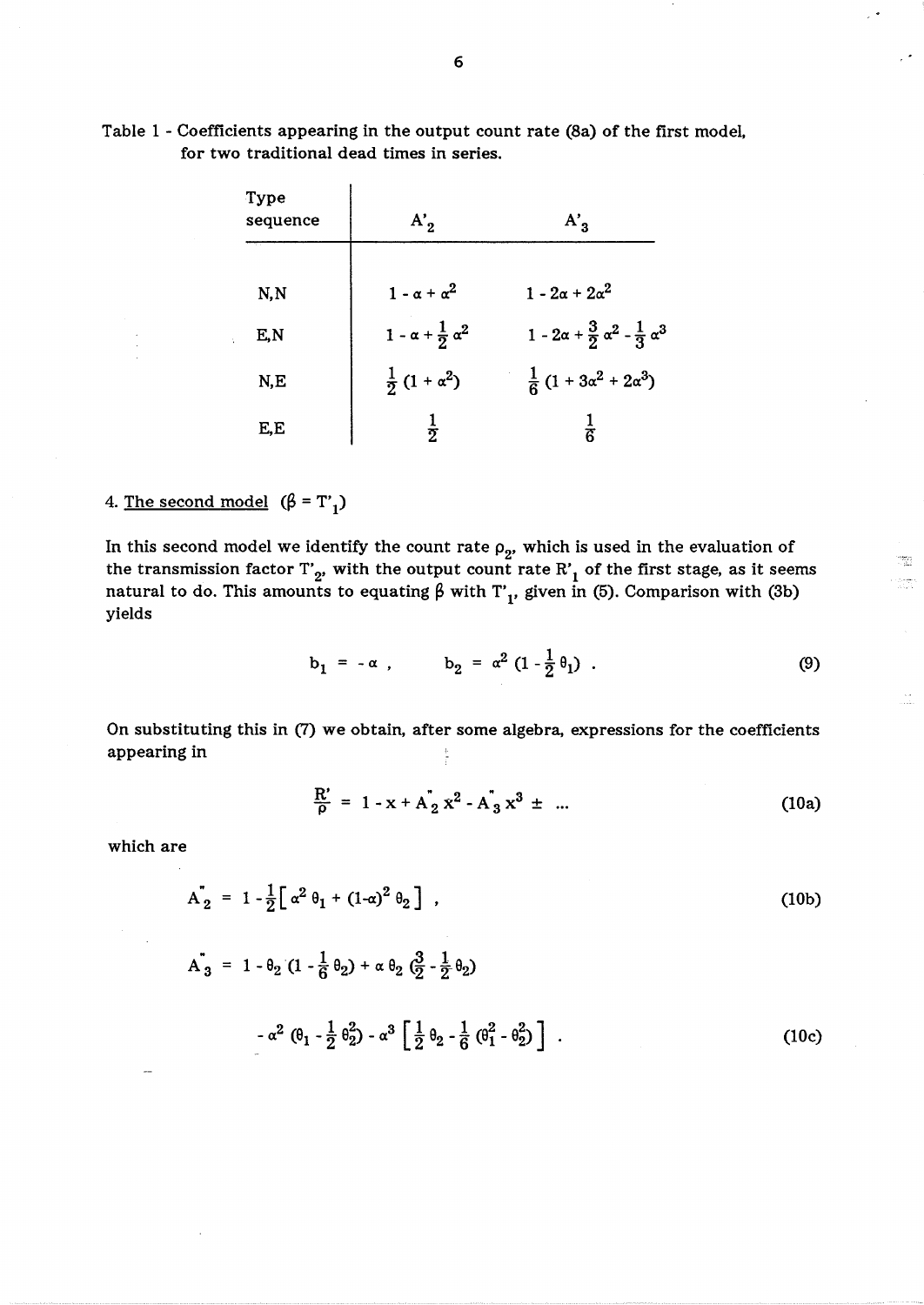Table 1 - Coefficients appearing in the output count rate (8a) of the first model, for two traditional dead times in series.

| Type sequence | $A'_2$ | $A'_3$ |
|---|---|---|
| N,N | $1 - \alpha + \alpha^2$ | $1 - 2\alpha + 2\alpha^2$ |
| E,N | $1 - \alpha + \frac{1}{2}\alpha^2$ | $1 - 2\alpha + \frac{3}{2}\alpha^2 - \frac{1}{3}\alpha^3$ |
| N,E | $\frac{1}{2}(1 + \alpha^2)$ | $\frac{1}{6}(1 + 3\alpha^2 + 2\alpha^3)$ |
| E,E | $\frac{1}{2}$ | $\frac{1}{6}$ |

## 4. The second model ($\beta = T'_1$)

In this second model we identify the count rate $\rho_2$, which is used in the evaluation of the transmission factor $T'_2$, with the output count rate $R'_1$ of the first stage, as it seems natural to do. This amounts to equating $\beta$ with $T'_1$, given in (5). Comparison with (3b) yields

$$b_1 = -\alpha , \qquad b_2 = \alpha^2 \left(1 - \frac{1}{2}\theta_1\right) . \tag{9}$$

On substituting this in (7) we obtain, after some algebra, expressions for the coefficients appearing in

$$\frac{R'}{\rho} = 1 - x + A''_2 x^2 - A''_3 x^3 \pm \ldots \tag{10a}$$

which are

$$A''_2 = 1 - \frac{1}{2}\left[\alpha^2 \theta_1 + (1-\alpha)^2 \theta_2\right] , \tag{10b}$$

$$A''_3 = 1 - \theta_2 \left(1 - \frac{1}{6}\theta_2\right) + \alpha \theta_2 \left(\frac{3}{2} - \frac{1}{2}\theta_2\right)$$

$$- \alpha^2 \left(\theta_1 - \frac{1}{2}\theta_2^2\right) - \alpha^3 \left[\frac{1}{2}\theta_2 - \frac{1}{6}\left(\theta_1^2 - \theta_2^2\right)\right] . \tag{10c}$$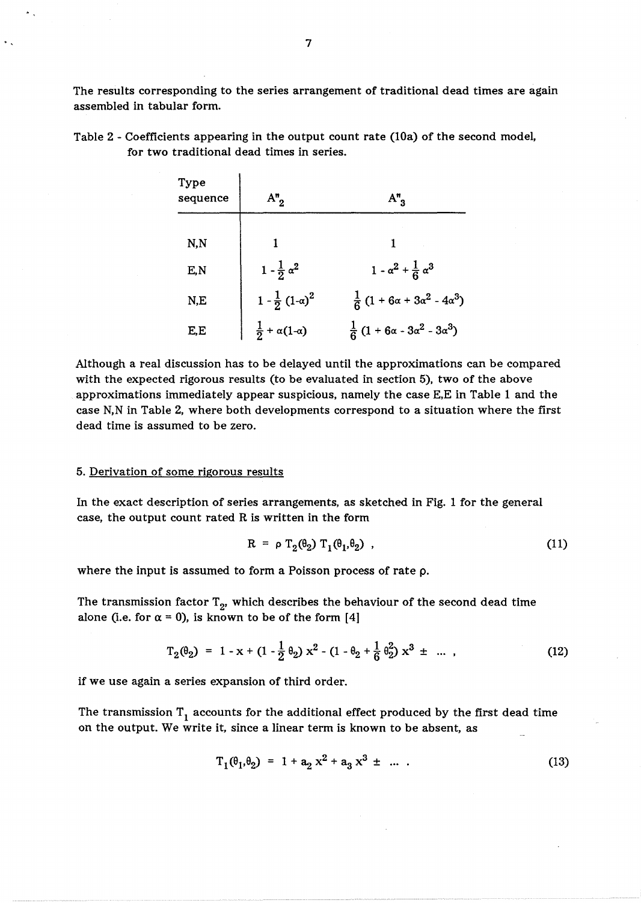The results corresponding to the series arrangement of traditional dead times are again assembled in tabular form.

Table 2 - Coefficients appearing in the output count rate (10a) of the second model, for two traditional dead times in series.

| Type sequence | $A''_2$ | $A''_3$ |
|---|---|---|
| N,N | $1$ | $1$ |
| E,N | $1 - \frac{1}{2}\alpha^2$ | $1 - \alpha^2 + \frac{1}{6}\alpha^3$ |
| N,E | $1 - \frac{1}{2}(1-\alpha)^2$ | $\frac{1}{6}(1 + 6\alpha + 3\alpha^2 - 4\alpha^3)$ |
| E,E | $\frac{1}{2} + \alpha(1-\alpha)$ | $\frac{1}{6}(1 + 6\alpha - 3\alpha^2 - 3\alpha^3)$ |

Although a real discussion has to be delayed until the approximations can be compared with the expected rigorous results (to be evaluated in section 5), two of the above approximations immediately appear suspicious, namely the case E,E in Table 1 and the case N,N in Table 2, where both developments correspond to a situation where the first dead time is assumed to be zero.

## 5. Derivation of some rigorous results

In the exact description of series arrangements, as sketched in Fig. 1 for the general case, the output count rated R is written in the form

$$R = \rho \, T_2(\theta_2) \, T_1(\theta_1, \theta_2) \ , \tag{11}$$

where the input is assumed to form a Poisson process of rate $\rho$.

The transmission factor $T_2$, which describes the behaviour of the second dead time alone (i.e. for $\alpha = 0$), is known to be of the form [4]

$$T_2(\theta_2) = 1 - x + (1 - \frac{1}{2}\theta_2)\, x^2 - (1 - \theta_2 + \frac{1}{6}\theta_2^2)\, x^3 \pm \ \ldots \ , \tag{12}$$

if we use again a series expansion of third order.

The transmission $T_1$ accounts for the additional effect produced by the first dead time on the output. We write it, since a linear term is known to be absent, as

$$T_1(\theta_1, \theta_2) = 1 + a_2\, x^2 + a_3\, x^3 \pm \ \ldots \ . \tag{13}$$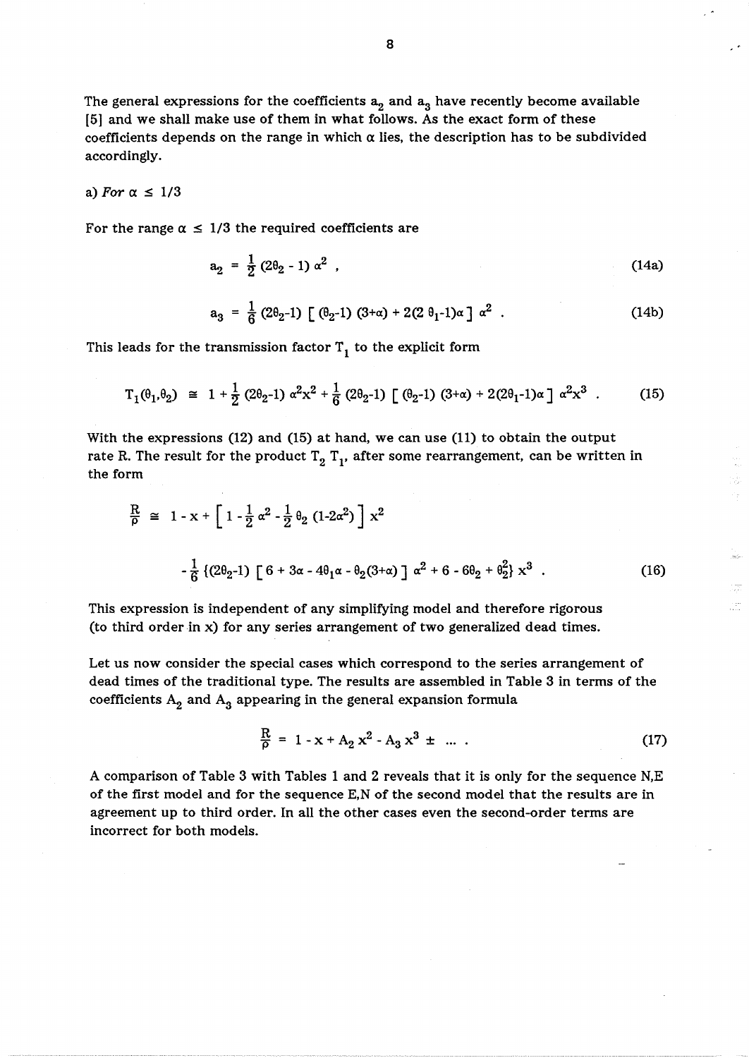The general expressions for the coefficients $a_2$ and $a_3$ have recently become available [5] and we shall make use of them in what follows. As the exact form of these coefficients depends on the range in which $\alpha$ lies, the description has to be subdivided accordingly.

a) *For* $\alpha \leq 1/3$

For the range $\alpha \leq 1/3$ the required coefficients are

$$a_2 = \frac{1}{2}(2\theta_2 - 1)\alpha^2 , \tag{14a}$$

$$a_3 = \frac{1}{6}(2\theta_2 - 1)\left[(\theta_2 - 1)(3+\alpha) + 2(2\theta_1 - 1)\alpha\right]\alpha^2 . \tag{14b}$$

This leads for the transmission factor $T_1$ to the explicit form

$$T_1(\theta_1,\theta_2) \cong 1 + \frac{1}{2}(2\theta_2 - 1)\alpha^2 x^2 + \frac{1}{6}(2\theta_2 - 1)\left[(\theta_2 - 1)(3+\alpha) + 2(2\theta_1 - 1)\alpha\right]\alpha^2 x^3 . \tag{15}$$

With the expressions (12) and (15) at hand, we can use (11) to obtain the output rate R. The result for the product $T_2\,T_1$, after some rearrangement, can be written in the form

$$\frac{R}{\rho} \cong 1 - x + \left[1 - \frac{1}{2}\alpha^2 - \frac{1}{2}\theta_2(1 - 2\alpha^2)\right]x^2$$

$$- \frac{1}{6}\{(2\theta_2 - 1)\left[6 + 3\alpha - 4\theta_1\alpha - \theta_2(3+\alpha)\right]\alpha^2 + 6 - 6\theta_2 + \theta_2^2\}\,x^3 . \tag{16}$$

This expression is independent of any simplifying model and therefore rigorous (to third order in x) for any series arrangement of two generalized dead times.

Let us now consider the special cases which correspond to the series arrangement of dead times of the traditional type. The results are assembled in Table 3 in terms of the coefficients $A_2$ and $A_3$ appearing in the general expansion formula

$$\frac{R}{\rho} = 1 - x + A_2 x^2 - A_3 x^3 \pm \;\ldots\; . \tag{17}$$

A comparison of Table 3 with Tables 1 and 2 reveals that it is only for the sequence N,E of the first model and for the sequence E,N of the second model that the results are in agreement up to third order. In all the other cases even the second-order terms are incorrect for both models.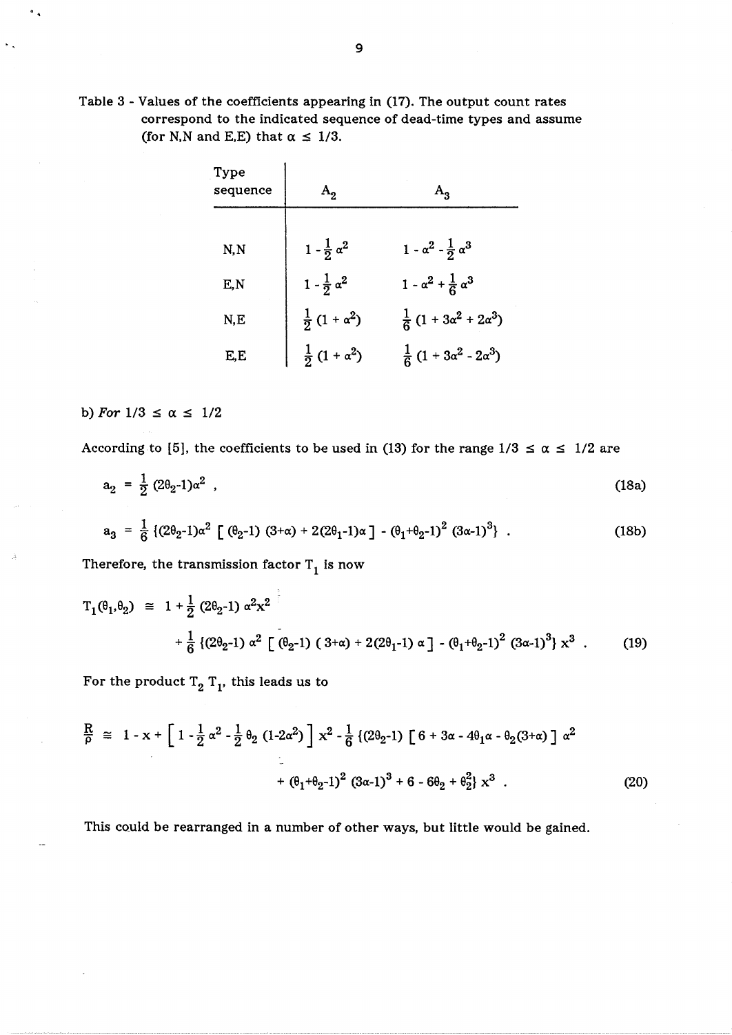Table 3 - Values of the coefficients appearing in (17). The output count rates correspond to the indicated sequence of dead-time types and assume (for N,N and E,E) that $\alpha \leq 1/3$.

| Type sequence | $A_2$ | $A_3$ |
|---|---|---|
| N,N | $1 - \frac{1}{2}\alpha^2$ | $1 - \alpha^2 - \frac{1}{2}\alpha^3$ |
| E,N | $1 - \frac{1}{2}\alpha^2$ | $1 - \alpha^2 + \frac{1}{6}\alpha^3$ |
| N,E | $\frac{1}{2}(1 + \alpha^2)$ | $\frac{1}{6}(1 + 3\alpha^2 + 2\alpha^3)$ |
| E,E | $\frac{1}{2}(1 + \alpha^2)$ | $\frac{1}{6}(1 + 3\alpha^2 - 2\alpha^3)$ |

b) *For* $1/3 \leq \alpha \leq 1/2$

According to [5], the coefficients to be used in (13) for the range $1/3 \leq \alpha \leq 1/2$ are

$$a_2 = \frac{1}{2}(2\theta_2 - 1)\alpha^2 \ , \tag{18a}$$

$$a_3 = \frac{1}{6}\{(2\theta_2-1)\alpha^2 \left[ (\theta_2-1)(3+\alpha) + 2(2\theta_1-1)\alpha \right] - (\theta_1+\theta_2-1)^2 (3\alpha-1)^3\} \ . \tag{18b}$$

Therefore, the transmission factor $T_1$ is now

$$T_1(\theta_1,\theta_2) \cong 1 + \frac{1}{2}(2\theta_2-1)\alpha^2 x^2 + \frac{1}{6}\{(2\theta_2-1)\alpha^2 \left[ (\theta_2-1)(3+\alpha) + 2(2\theta_1-1)\alpha \right] - (\theta_1+\theta_2-1)^2 (3\alpha-1)^3\} x^3 \ . \tag{19}$$

For the product $T_2\, T_1$, this leads us to

$$\frac{R}{\rho} \cong 1 - x + \left[ 1 - \frac{1}{2}\alpha^2 - \frac{1}{2}\theta_2(1-2\alpha^2) \right] x^2 - \frac{1}{6}\{(2\theta_2-1)\left[ 6 + 3\alpha - 4\theta_1\alpha - \theta_2(3+\alpha) \right]\alpha^2 + (\theta_1+\theta_2-1)^2 (3\alpha-1)^3 + 6 - 6\theta_2 + \theta_2^2\} x^3 \ . \tag{20}$$

This could be rearranged in a number of other ways, but little would be gained.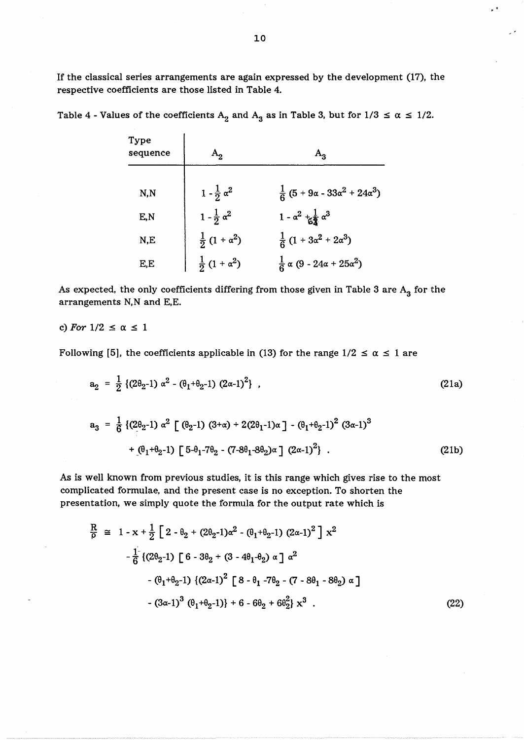If the classical series arrangements are again expressed by the development (17), the respective coefficients are those listed in Table 4.

Table 4 - Values of the coefficients $A_2$ and $A_3$ as in Table 3, but for $1/3 \le \alpha \le 1/2$.

| Type sequence | $A_2$ | $A_3$ |
|---|---|---|
| N,N | $1 - \frac{1}{2}\alpha^2$ | $\frac{1}{6}(5 + 9\alpha - 33\alpha^2 + 24\alpha^3)$ |
| E,N | $1 - \frac{1}{2}\alpha^2$ | $1 - \alpha^2 + \frac{1}{6}\alpha^3$ |
| N,E | $\frac{1}{2}(1 + \alpha^2)$ | $\frac{1}{6}(1 + 3\alpha^2 + 2\alpha^3)$ |
| E,E | $\frac{1}{2}(1 + \alpha^2)$ | $\frac{1}{6}\alpha(9 - 24\alpha + 25\alpha^2)$ |

As expected, the only coefficients differing from those given in Table 3 are $A_3$ for the arrangements N,N and E,E.

c) *For* $1/2 \le \alpha \le 1$

Following [5], the coefficients applicable in (13) for the range $1/2 \le \alpha \le 1$ are

$$a_2 = \frac{1}{2}\{(2\theta_2-1)\,\alpha^2 - (\theta_1+\theta_2-1)\,(2\alpha-1)^2\} \ , \tag{21a}$$

$$a_3 = \frac{1}{6}\{(2\theta_2-1)\,\alpha^2\,[\,(\theta_2-1)\,(3+\alpha) + 2(2\theta_1-1)\alpha\,] - (\theta_1+\theta_2-1)^2\,(3\alpha-1)^3 + (\theta_1+\theta_2-1)\,[\,5-\theta_1-7\theta_2 - (7-8\theta_1-8\theta_2)\alpha\,]\,(2\alpha-1)^2\} \ . \tag{21b}$$

As is well known from previous studies, it is this range which gives rise to the most complicated formulae, and the present case is no exception. To shorten the presentation, we simply quote the formula for the output rate which is

$$\begin{aligned}\frac{R}{\rho} \cong\ & 1 - x + \frac{1}{2}\left[\,2 - \theta_2 + (2\theta_2-1)\alpha^2 - (\theta_1+\theta_2-1)\,(2\alpha-1)^2\,\right] x^2 \\ & - \frac{1}{6}\{(2\theta_2-1)\,[\,6 - 3\theta_2 + (3 - 4\theta_1-\theta_2)\,\alpha\,]\,\alpha^2 \\ & \quad - (\theta_1+\theta_2-1)\,\{(2\alpha-1)^2\,[\,8 - \theta_1 - 7\theta_2 - (7 - 8\theta_1 - 8\theta_2)\,\alpha\,] \\ & \quad - (3\alpha-1)^3\,(\theta_1+\theta_2-1)\} + 6 - 6\theta_2 + 6\theta_2^2\}\,x^3 \ .\end{aligned} \tag{22}$$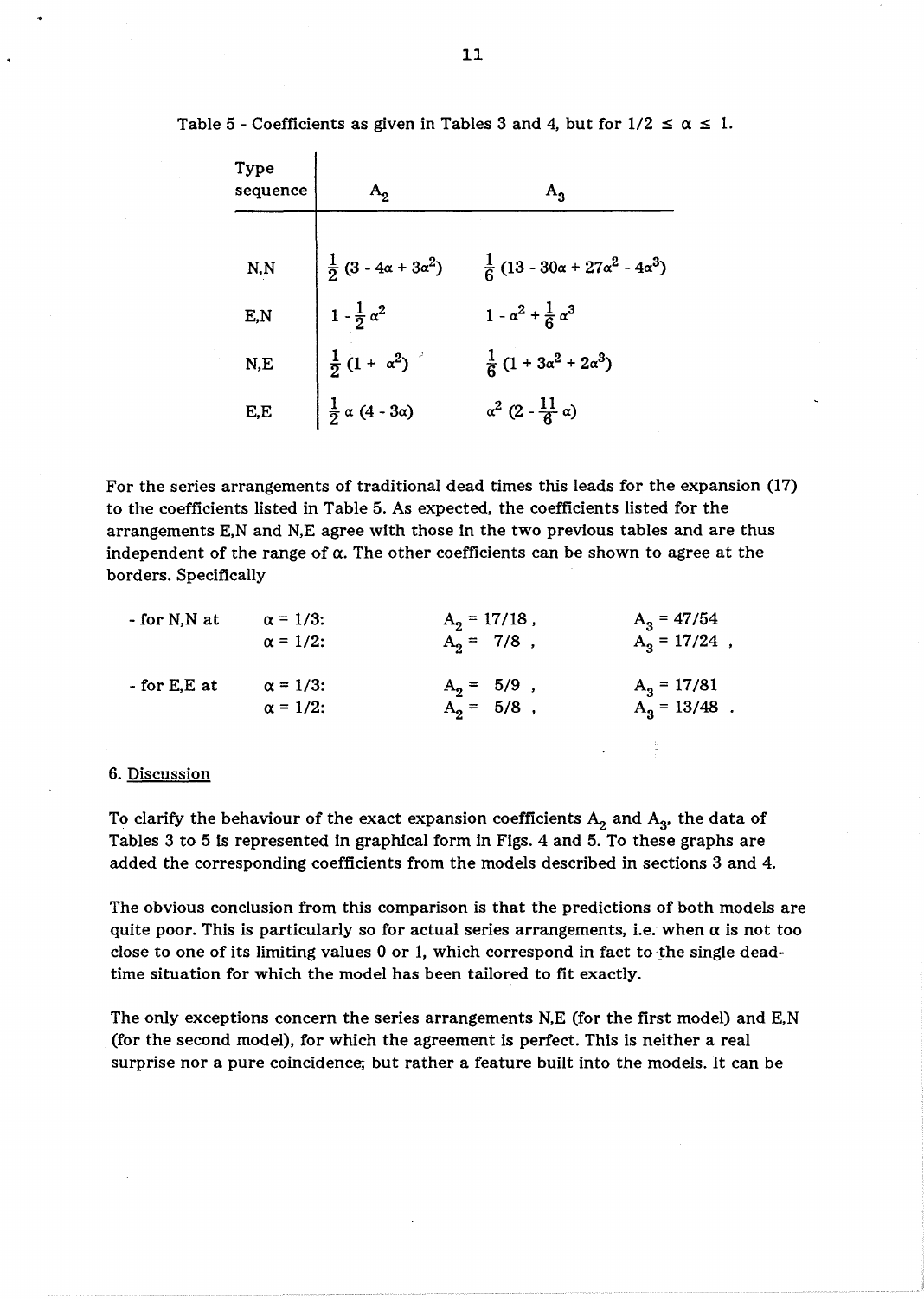Table 5 - Coefficients as given in Tables 3 and 4, but for $1/2 \leq \alpha \leq 1$.

| Type sequence | $A_2$ | $A_3$ |
|---|---|---|
| N,N | $\frac{1}{2}(3 - 4\alpha + 3\alpha^2)$ | $\frac{1}{6}(13 - 30\alpha + 27\alpha^2 - 4\alpha^3)$ |
| E,N | $1 - \frac{1}{2}\alpha^2$ | $1 - \alpha^2 + \frac{1}{6}\alpha^3$ |
| N,E | $\frac{1}{2}(1 + \alpha^2)$ | $\frac{1}{6}(1 + 3\alpha^2 + 2\alpha^3)$ |
| E,E | $\frac{1}{2}\alpha(4 - 3\alpha)$ | $\alpha^2(2 - \frac{11}{6}\alpha)$ |

For the series arrangements of traditional dead times this leads for the expansion (17) to the coefficients listed in Table 5. As expected, the coefficients listed for the arrangements E,N and N,E agree with those in the two previous tables and are thus independent of the range of $\alpha$. The other coefficients can be shown to agree at the borders. Specifically

- for N,N at $\alpha = 1/3$: $A_2 = 17/18$, $A_3 = 47/54$
  $\alpha = 1/2$: $A_2 = 7/8$, $A_3 = 17/24$,
- for E,E at $\alpha = 1/3$: $A_2 = 5/9$, $A_3 = 17/81$
  $\alpha = 1/2$: $A_2 = 5/8$, $A_3 = 13/48$.

## 6. Discussion

To clarify the behaviour of the exact expansion coefficients $A_2$ and $A_3$, the data of Tables 3 to 5 is represented in graphical form in Figs. 4 and 5. To these graphs are added the corresponding coefficients from the models described in sections 3 and 4.

The obvious conclusion from this comparison is that the predictions of both models are quite poor. This is particularly so for actual series arrangements, i.e. when $\alpha$ is not too close to one of its limiting values 0 or 1, which correspond in fact to the single dead-time situation for which the model has been tailored to fit exactly.

The only exceptions concern the series arrangements N,E (for the first model) and E,N (for the second model), for which the agreement is perfect. This is neither a real surprise nor a pure coincidence; but rather a feature built into the models. It can be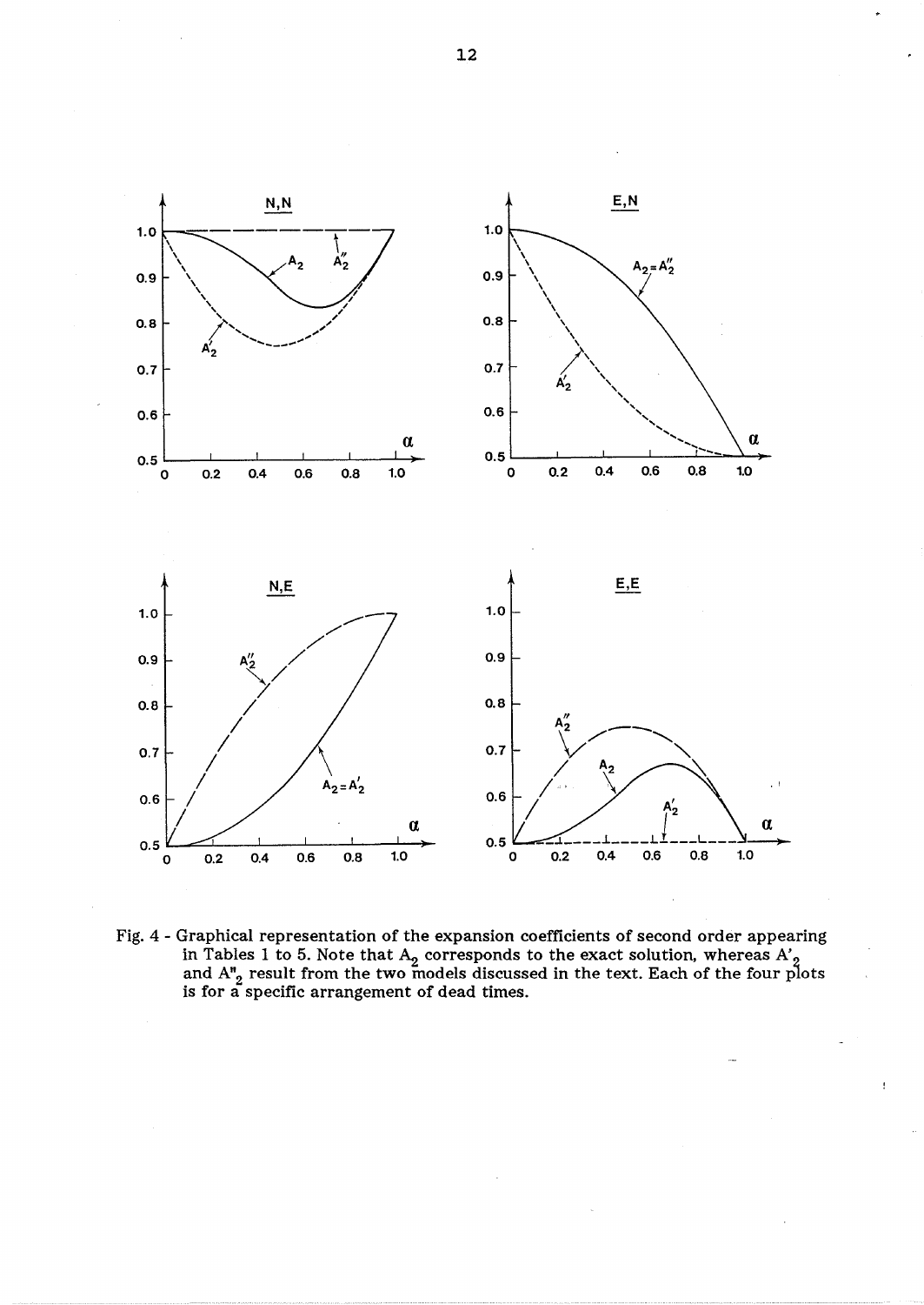Fig. 4 - Graphical representation of the expansion coefficients of second order appearing in Tables 1 to 5. Note that $A_2$ corresponds to the exact solution, whereas $A'_2$ and $A''_2$ result from the two models discussed in the text. Each of the four plots is for a specific arrangement of dead times.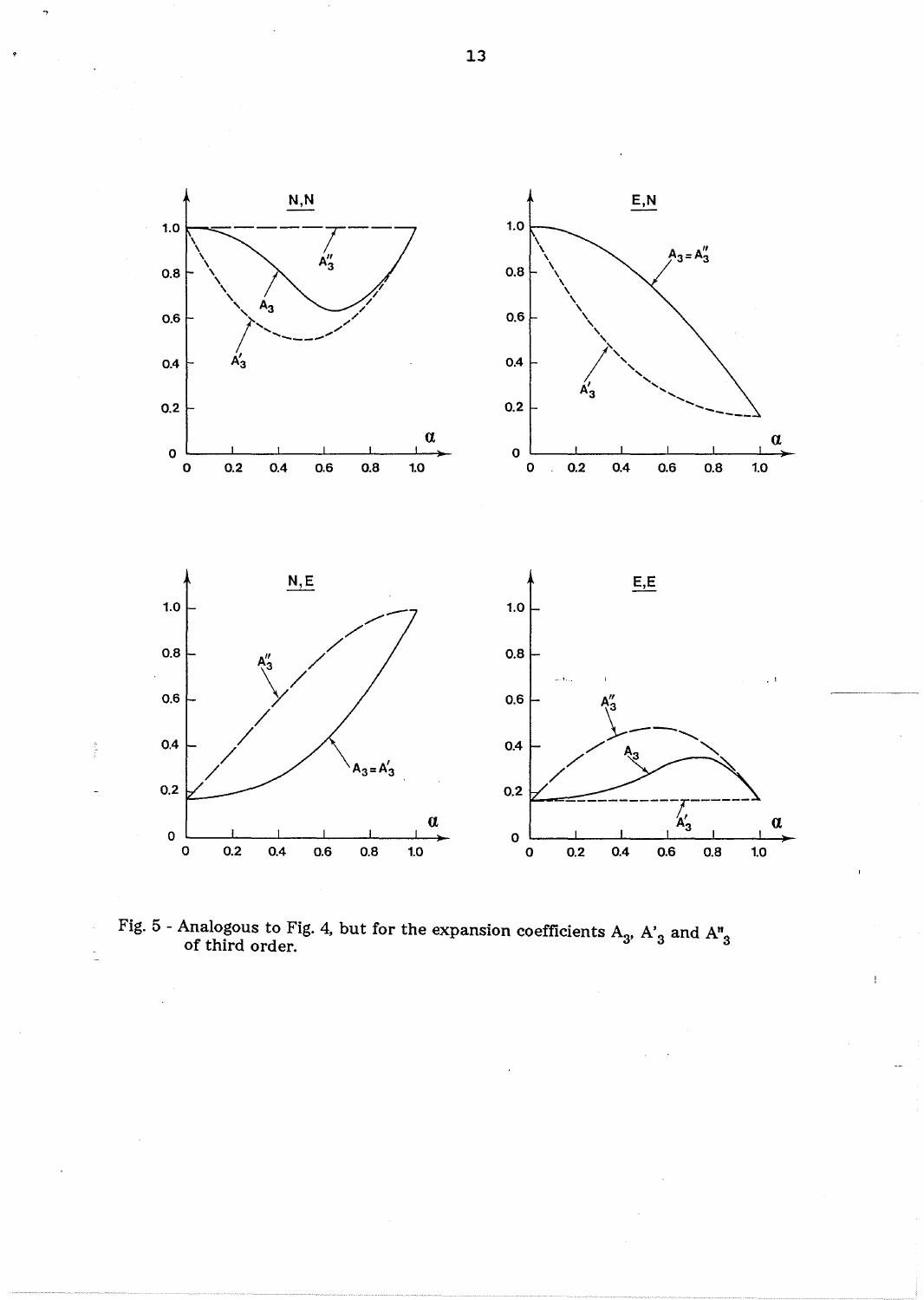Fig. 5 - Analogous to Fig. 4, but for the expansion coefficients $A_3$, $A'_3$ and $A''_3$ of third order.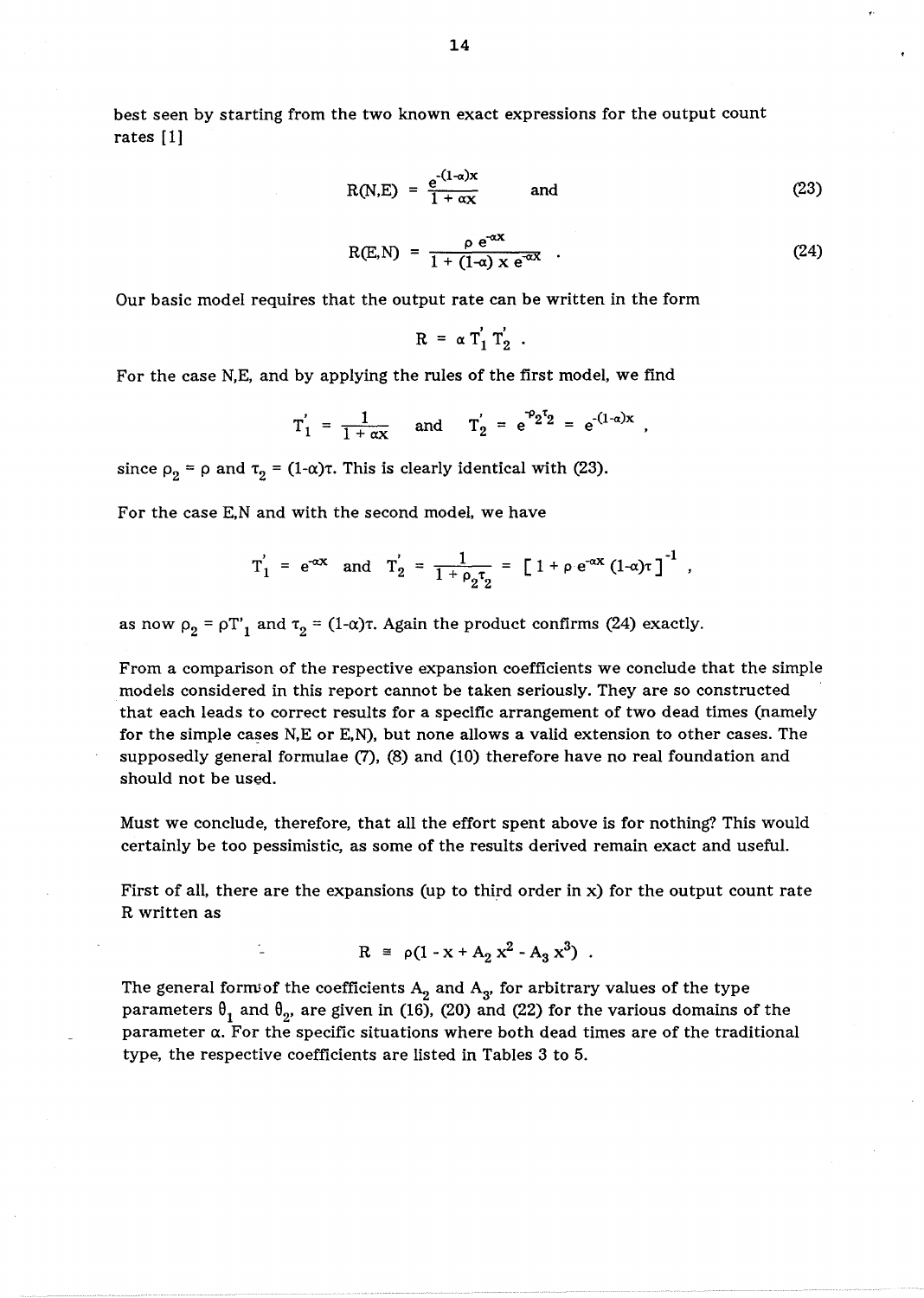best seen by starting from the two known exact expressions for the output count rates [1]

$$R(N,E) = \frac{e^{-(1-\alpha)x}}{1 + \alpha x} \qquad \text{and} \tag{23}$$

$$R(E,N) = \frac{\rho\, e^{-\alpha x}}{1 + (1-\alpha)\, x\, e^{-\alpha x}} \ . \tag{24}$$

Our basic model requires that the output rate can be written in the form

$$R = \alpha\, T_1'\, T_2' \ .$$

For the case N,E, and by applying the rules of the first model, we find

$$T_1' = \frac{1}{1 + \alpha x} \quad \text{and} \quad T_2' = e^{-\rho_2 \tau_2} = e^{-(1-\alpha)x} \ ,$$

since $\rho_2 = \rho$ and $\tau_2 = (1-\alpha)\tau$. This is clearly identical with (23).

For the case E,N and with the second model, we have

$$T_1' = e^{-\alpha x} \quad \text{and} \quad T_2' = \frac{1}{1 + \rho_2 \tau_2} = \left[\, 1 + \rho\, e^{-\alpha x}\, (1-\alpha)\tau \,\right]^{-1} \ ,$$

as now $\rho_2 = \rho T'_1$ and $\tau_2 = (1-\alpha)\tau$. Again the product confirms (24) exactly.

From a comparison of the respective expansion coefficients we conclude that the simple models considered in this report cannot be taken seriously. They are so constructed that each leads to correct results for a specific arrangement of two dead times (namely for the simple cases N,E or E,N), but none allows a valid extension to other cases. The supposedly general formulae (7), (8) and (10) therefore have no real foundation and should not be used.

Must we conclude, therefore, that all the effort spent above is for nothing? This would certainly be too pessimistic, as some of the results derived remain exact and useful.

First of all, there are the expansions (up to third order in x) for the output count rate R written as

$$R \cong \rho(1 - x + A_2\, x^2 - A_3\, x^3) \ .$$

The general form of the coefficients $A_2$ and $A_3$, for arbitrary values of the type parameters $\theta_1$ and $\theta_2$, are given in (16), (20) and (22) for the various domains of the parameter $\alpha$. For the specific situations where both dead times are of the traditional type, the respective coefficients are listed in Tables 3 to 5.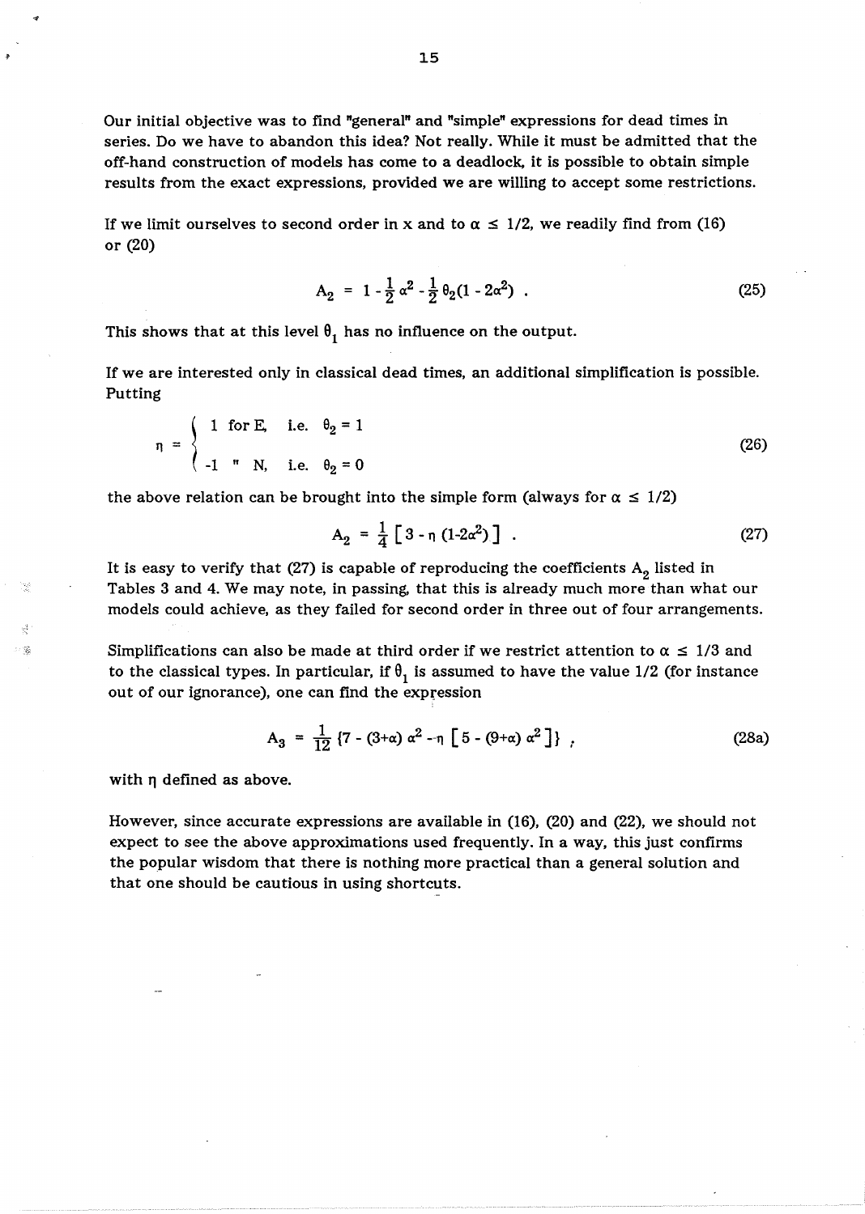Our initial objective was to find "general" and "simple" expressions for dead times in series. Do we have to abandon this idea? Not really. While it must be admitted that the off-hand construction of models has come to a deadlock, it is possible to obtain simple results from the exact expressions, provided we are willing to accept some restrictions.

If we limit ourselves to second order in x and to $\alpha \leq 1/2$, we readily find from (16) or (20)

$$A_2 = 1 - \frac{1}{2}\alpha^2 - \frac{1}{2}\theta_2(1 - 2\alpha^2) \; . \tag{25}$$

This shows that at this level $\theta_1$ has no influence on the output.

If we are interested only in classical dead times, an additional simplification is possible. Putting

$$\eta = \begin{cases} 1 \text{ for E, i.e. } \theta_2 = 1 \\ -1 \text{ " N, i.e. } \theta_2 = 0 \end{cases} \tag{26}$$

the above relation can be brought into the simple form (always for $\alpha \leq 1/2$)

$$A_2 = \frac{1}{4}\left[3 - \eta\,(1 - 2\alpha^2)\right] \; . \tag{27}$$

It is easy to verify that (27) is capable of reproducing the coefficients $A_2$ listed in Tables 3 and 4. We may note, in passing, that this is already much more than what our models could achieve, as they failed for second order in three out of four arrangements.

Simplifications can also be made at third order if we restrict attention to $\alpha \leq 1/3$ and to the classical types. In particular, if $\theta_1$ is assumed to have the value 1/2 (for instance out of our ignorance), one can find the expression

$$A_3 = \frac{1}{12}\left\{7 - (3+\alpha)\,\alpha^2 - \eta\left[5 - (9+\alpha)\,\alpha^2\right]\right\} \; , \tag{28a}$$

with $\eta$ defined as above.

However, since accurate expressions are available in (16), (20) and (22), we should not expect to see the above approximations used frequently. In a way, this just confirms the popular wisdom that there is nothing more practical than a general solution and that one should be cautious in using shortcuts.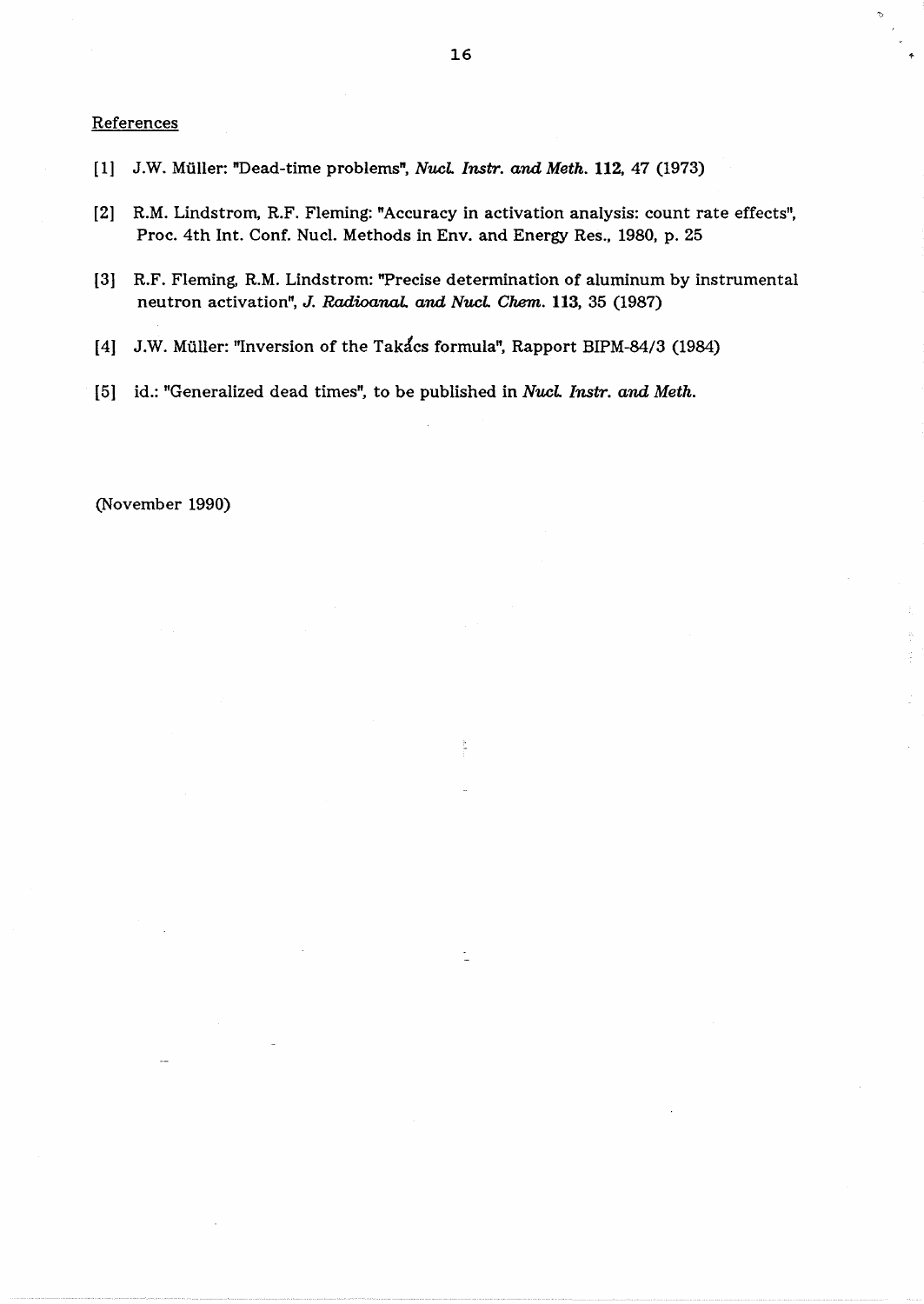References

[1] J.W. Müller: "Dead-time problems", *Nucl. Instr. and Meth.* **112**, 47 (1973)

[2] R.M. Lindstrom, R.F. Fleming: "Accuracy in activation analysis: count rate effects", Proc. 4th Int. Conf. Nucl. Methods in Env. and Energy Res., 1980, p. 25

[3] R.F. Fleming, R.M. Lindstrom: "Precise determination of aluminum by instrumental neutron activation", *J. Radioanal. and Nucl. Chem.* **113**, 35 (1987)

[4] J.W. Müller: "Inversion of the Takács formula", Rapport BIPM-84/3 (1984)

[5] id.: "Generalized dead times", to be published in *Nucl. Instr. and Meth.*

(November 1990)